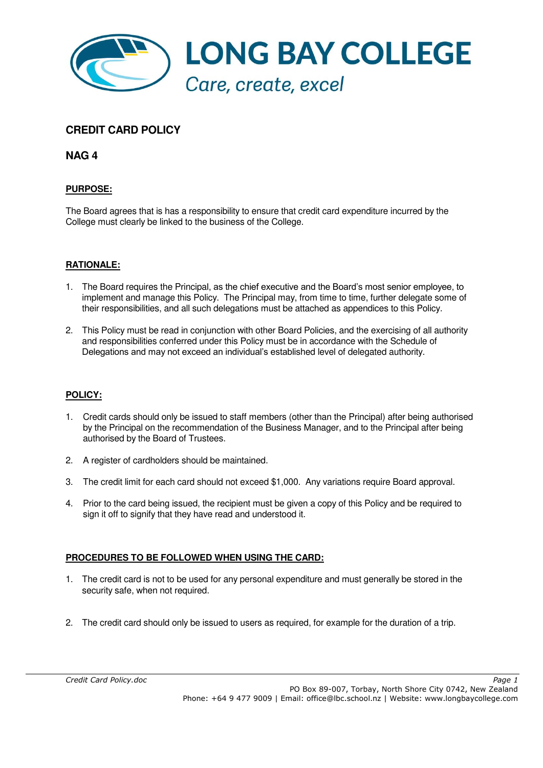# LONG BAY COLLEGE

*Care, create, excel*

## CREDIT CARD POLICY

## NAG 4

### PURPOSE:

The Board agrees that is has a responsibility to ensure that credit card expenditure incurred by the College must clearly be linked to the business of the College.

### RATIONALE:

1. The Board requires the Principal, as the chief executive and the Board's most senior employee, to implement and manage this Policy. The Principal may, from time to time, further delegate some of their responsibilities, and all such delegations must be attached as appendices to this Policy.

2. This Policy must be read in conjunction with other Board Policies, and the exercising of all authority and responsibilities conferred under this Policy must be in accordance with the Schedule of Delegations and may not exceed an individual's established level of delegated authority.

### POLICY:

1. Credit cards should only be issued to staff members (other than the Principal) after being authorised by the Principal on the recommendation of the Business Manager, and to the Principal after being authorised by the Board of Trustees.

2. A register of cardholders should be maintained.

3. The credit limit for each card should not exceed $1,000. Any variations require Board approval.

4. Prior to the card being issued, the recipient must be given a copy of this Policy and be required to sign it off to signify that they have read and understood it.

### PROCEDURES TO BE FOLLOWED WHEN USING THE CARD:

1. The credit card is not to be used for any personal expenditure and must generally be stored in the security safe, when not required.

2. The credit card should only be issued to users as required, for example for the duration of a trip.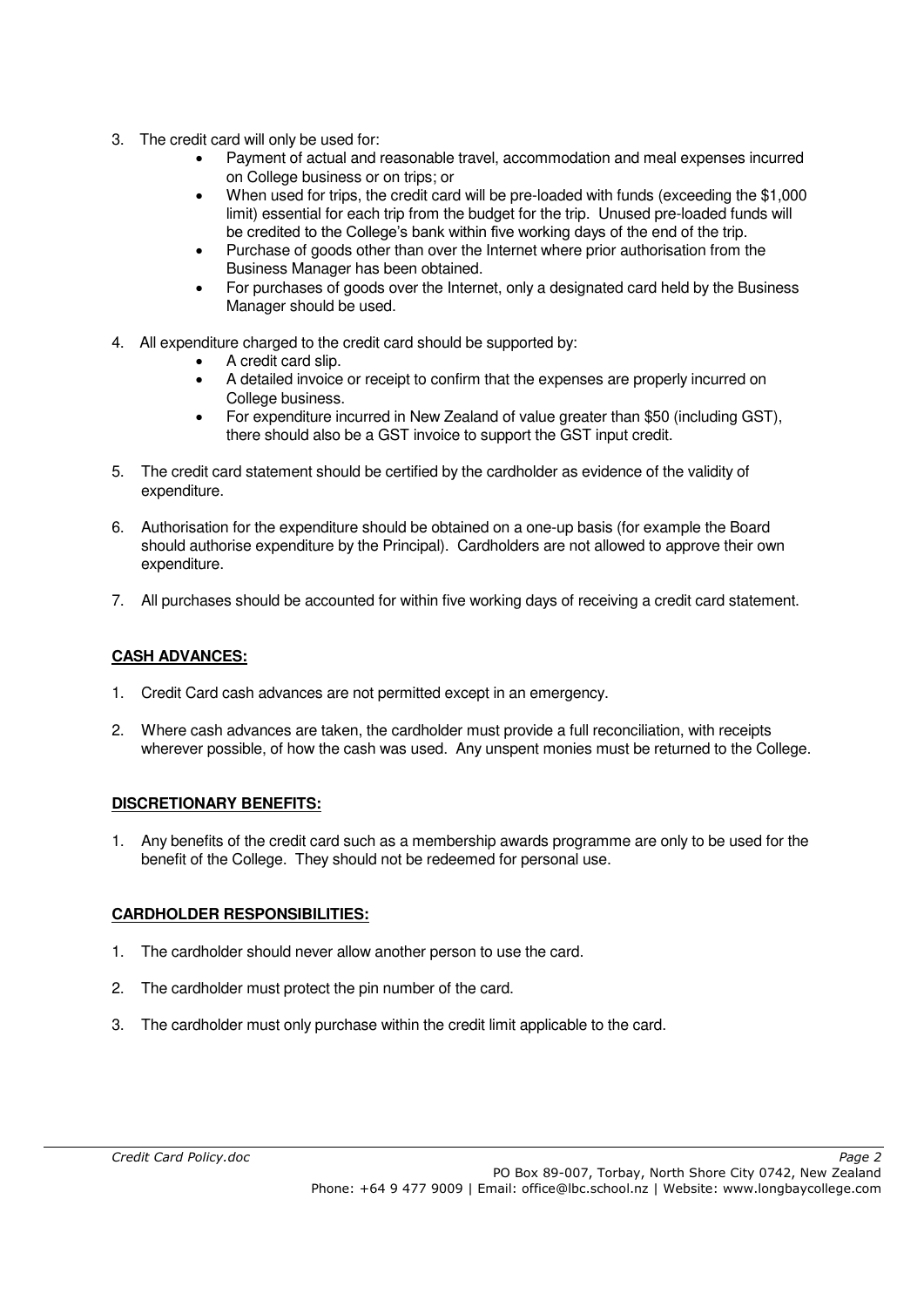3. The credit card will only be used for:
    - Payment of actual and reasonable travel, accommodation and meal expenses incurred on College business or on trips; or
    - When used for trips, the credit card will be pre-loaded with funds (exceeding the $1,000 limit) essential for each trip from the budget for the trip. Unused pre-loaded funds will be credited to the College's bank within five working days of the end of the trip.
    - Purchase of goods other than over the Internet where prior authorisation from the Business Manager has been obtained.
    - For purchases of goods over the Internet, only a designated card held by the Business Manager should be used.

4. All expenditure charged to the credit card should be supported by:
    - A credit card slip.
    - A detailed invoice or receipt to confirm that the expenses are properly incurred on College business.
    - For expenditure incurred in New Zealand of value greater than $50 (including GST), there should also be a GST invoice to support the GST input credit.

5. The credit card statement should be certified by the cardholder as evidence of the validity of expenditure.

6. Authorisation for the expenditure should be obtained on a one-up basis (for example the Board should authorise expenditure by the Principal). Cardholders are not allowed to approve their own expenditure.

7. All purchases should be accounted for within five working days of receiving a credit card statement.

**CASH ADVANCES:**

1. Credit Card cash advances are not permitted except in an emergency.

2. Where cash advances are taken, the cardholder must provide a full reconciliation, with receipts wherever possible, of how the cash was used. Any unspent monies must be returned to the College.

**DISCRETIONARY BENEFITS:**

1. Any benefits of the credit card such as a membership awards programme are only to be used for the benefit of the College. They should not be redeemed for personal use.

**CARDHOLDER RESPONSIBILITIES:**

1. The cardholder should never allow another person to use the card.

2. The cardholder must protect the pin number of the card.

3. The cardholder must only purchase within the credit limit applicable to the card.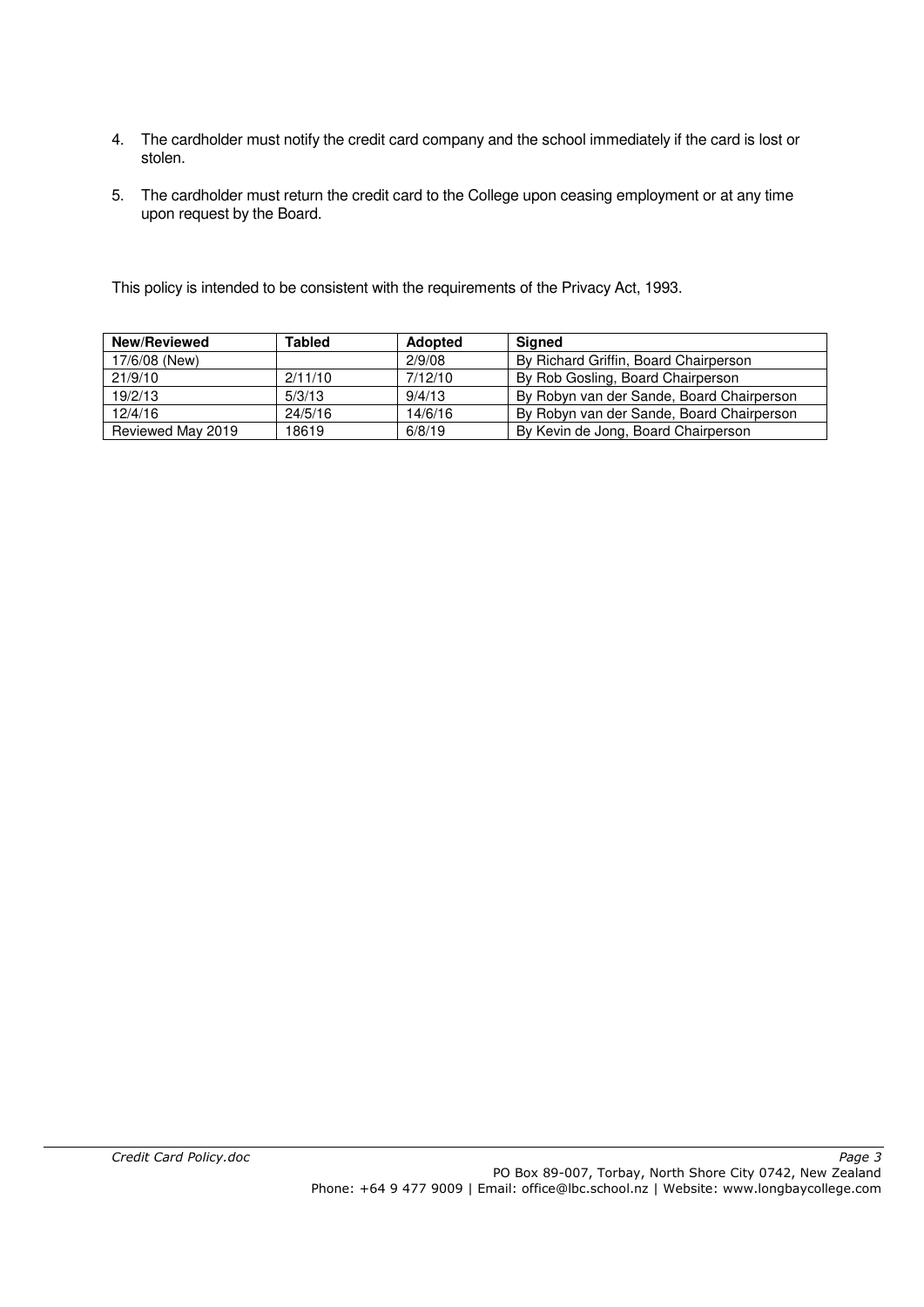4. The cardholder must notify the credit card company and the school immediately if the card is lost or stolen.

5. The cardholder must return the credit card to the College upon ceasing employment or at any time upon request by the Board.

This policy is intended to be consistent with the requirements of the Privacy Act, 1993.

| **New/Reviewed** | **Tabled** | **Adopted** | **Signed** |
|---|---|---|---|
| 17/6/08 (New) | | 2/9/08 | By Richard Griffin, Board Chairperson |
| 21/9/10 | 2/11/10 | 7/12/10 | By Rob Gosling, Board Chairperson |
| 19/2/13 | 5/3/13 | 9/4/13 | By Robyn van der Sande, Board Chairperson |
| 12/4/16 | 24/5/16 | 14/6/16 | By Robyn van der Sande, Board Chairperson |
| Reviewed May 2019 | 18619 | 6/8/19 | By Kevin de Jong, Board Chairperson |